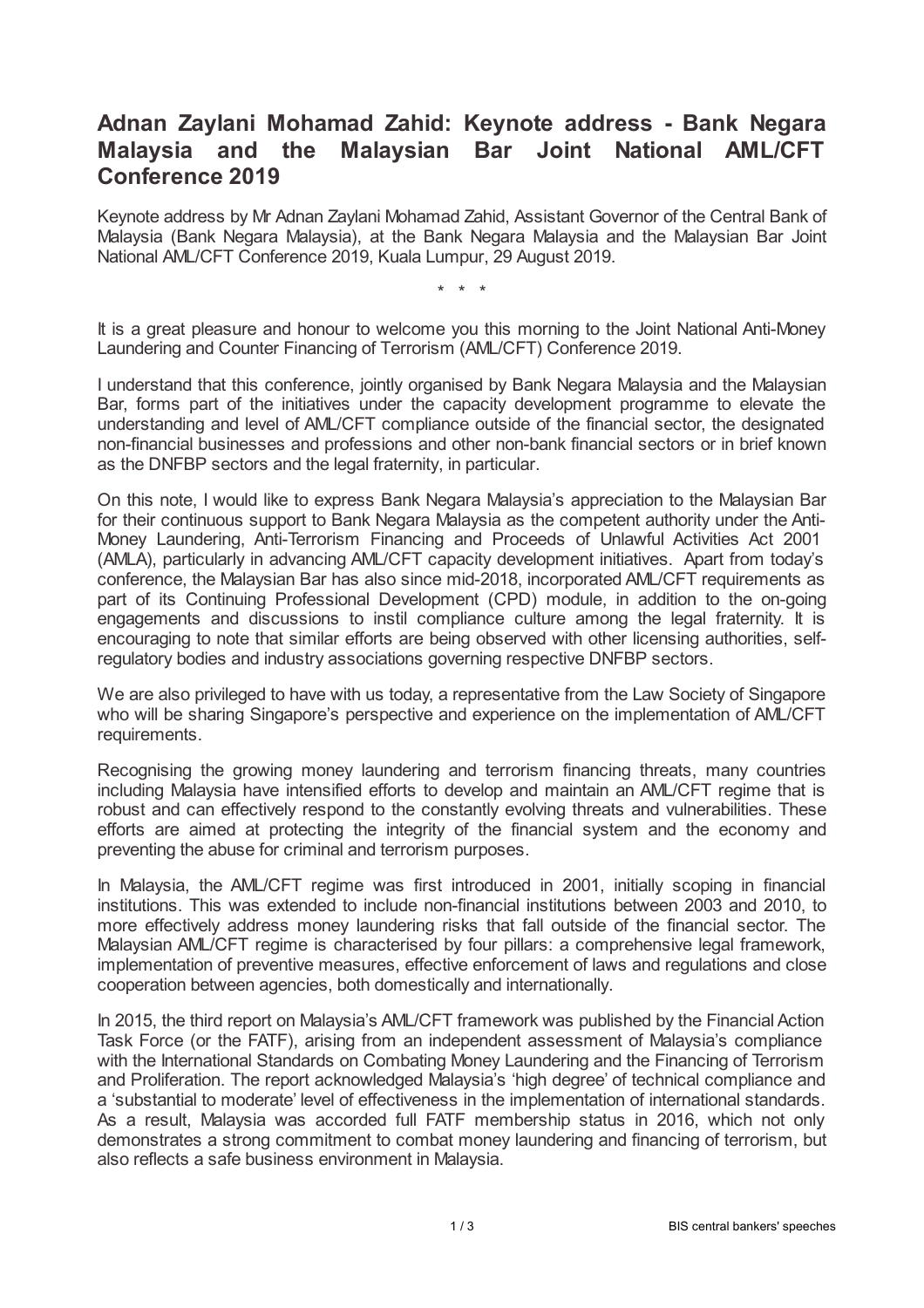# Adnan Zaylani Mohamad Zahid: Keynote address - Bank Negara Malaysia and the Malaysian Bar Joint National AML/CFT Conference 2019

Keynote address by Mr Adnan Zaylani Mohamad Zahid, Assistant Governor of the Central Bank of Malaysia (Bank Negara Malaysia), at the Bank Negara Malaysia and the Malaysian Bar Joint National AML/CFT Conference 2019, Kuala Lumpur, 29 August 2019.

\* \* \*

It is a great pleasure and honour to welcome you this morning to the Joint National Anti-Money Laundering and Counter Financing of Terrorism (AML/CFT) Conference 2019.

I understand that this conference, jointly organised by Bank Negara Malaysia and the Malaysian Bar, forms part of the initiatives under the capacity development programme to elevate the understanding and level of AML/CFT compliance outside of the financial sector, the designated non-financial businesses and professions and other non-bank financial sectors or in brief known as the DNFBP sectors and the legal fraternity, in particular.

On this note, I would like to express Bank Negara Malaysia's appreciation to the Malaysian Bar for their continuous support to Bank Negara Malaysia as the competent authority under the Anti-Money Laundering, Anti-Terrorism Financing and Proceeds of Unlawful Activities Act 2001 (AMLA), particularly in advancing AML/CFT capacity development initiatives. Apart from today's conference, the Malaysian Bar has also since mid-2018, incorporated AML/CFT requirements as part of its Continuing Professional Development (CPD) module, in addition to the on-going engagements and discussions to instil compliance culture among the legal fraternity. It is encouraging to note that similar efforts are being observed with other licensing authorities, self-regulatory bodies and industry associations governing respective DNFBP sectors.

We are also privileged to have with us today, a representative from the Law Society of Singapore who will be sharing Singapore's perspective and experience on the implementation of AML/CFT requirements.

Recognising the growing money laundering and terrorism financing threats, many countries including Malaysia have intensified efforts to develop and maintain an AML/CFT regime that is robust and can effectively respond to the constantly evolving threats and vulnerabilities. These efforts are aimed at protecting the integrity of the financial system and the economy and preventing the abuse for criminal and terrorism purposes.

In Malaysia, the AML/CFT regime was first introduced in 2001, initially scoping in financial institutions. This was extended to include non-financial institutions between 2003 and 2010, to more effectively address money laundering risks that fall outside of the financial sector. The Malaysian AML/CFT regime is characterised by four pillars: a comprehensive legal framework, implementation of preventive measures, effective enforcement of laws and regulations and close cooperation between agencies, both domestically and internationally.

In 2015, the third report on Malaysia's AML/CFT framework was published by the Financial Action Task Force (or the FATF), arising from an independent assessment of Malaysia's compliance with the International Standards on Combating Money Laundering and the Financing of Terrorism and Proliferation. The report acknowledged Malaysia's 'high degree' of technical compliance and a 'substantial to moderate' level of effectiveness in the implementation of international standards. As a result, Malaysia was accorded full FATF membership status in 2016, which not only demonstrates a strong commitment to combat money laundering and financing of terrorism, but also reflects a safe business environment in Malaysia.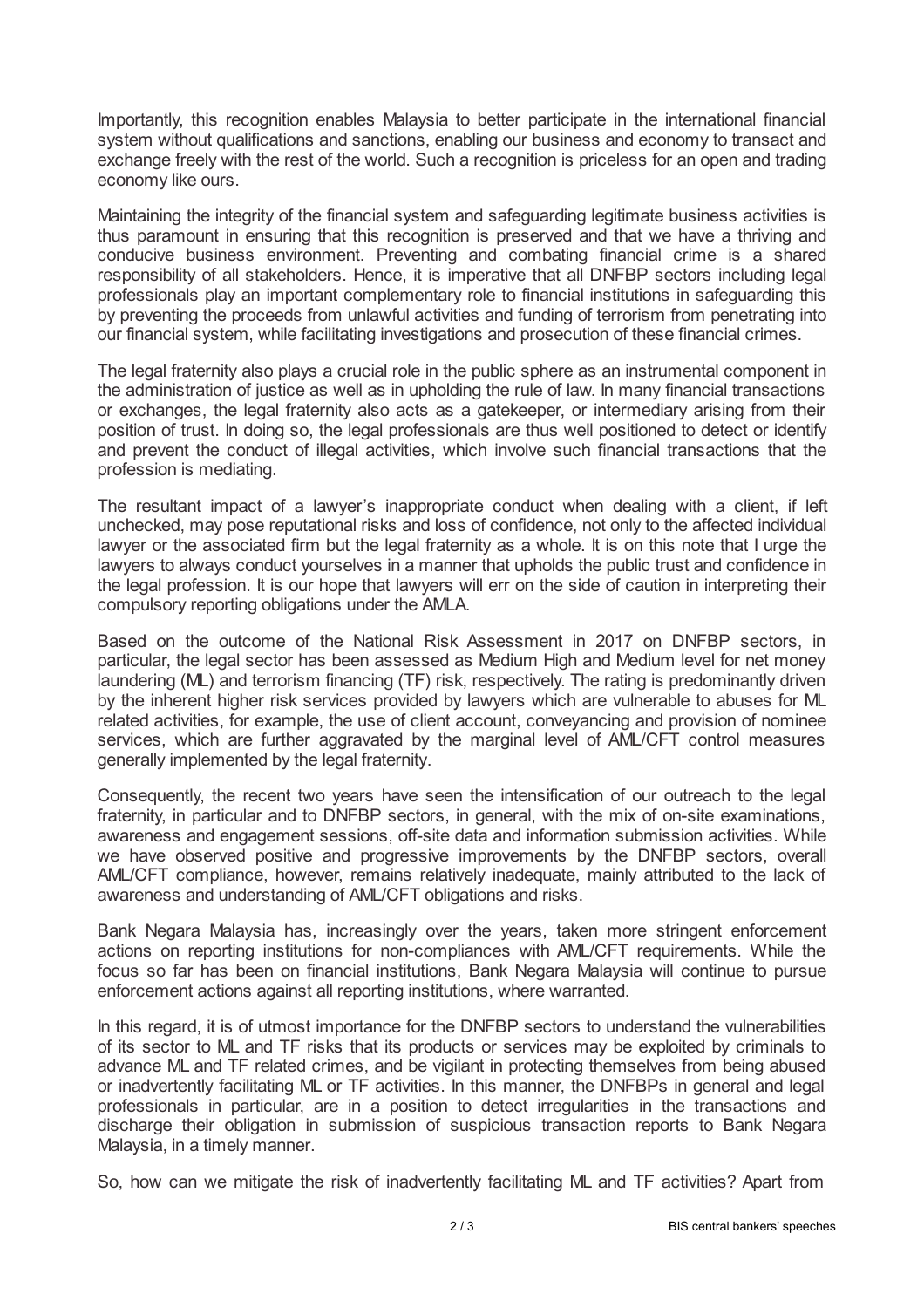Importantly, this recognition enables Malaysia to better participate in the international financial system without qualifications and sanctions, enabling our business and economy to transact and exchange freely with the rest of the world. Such a recognition is priceless for an open and trading economy like ours.

Maintaining the integrity of the financial system and safeguarding legitimate business activities is thus paramount in ensuring that this recognition is preserved and that we have a thriving and conducive business environment. Preventing and combating financial crime is a shared responsibility of all stakeholders. Hence, it is imperative that all DNFBP sectors including legal professionals play an important complementary role to financial institutions in safeguarding this by preventing the proceeds from unlawful activities and funding of terrorism from penetrating into our financial system, while facilitating investigations and prosecution of these financial crimes.

The legal fraternity also plays a crucial role in the public sphere as an instrumental component in the administration of justice as well as in upholding the rule of law. In many financial transactions or exchanges, the legal fraternity also acts as a gatekeeper, or intermediary arising from their position of trust. In doing so, the legal professionals are thus well positioned to detect or identify and prevent the conduct of illegal activities, which involve such financial transactions that the profession is mediating.

The resultant impact of a lawyer's inappropriate conduct when dealing with a client, if left unchecked, may pose reputational risks and loss of confidence, not only to the affected individual lawyer or the associated firm but the legal fraternity as a whole. It is on this note that I urge the lawyers to always conduct yourselves in a manner that upholds the public trust and confidence in the legal profession. It is our hope that lawyers will err on the side of caution in interpreting their compulsory reporting obligations under the AMLA.

Based on the outcome of the National Risk Assessment in 2017 on DNFBP sectors, in particular, the legal sector has been assessed as Medium High and Medium level for net money laundering (ML) and terrorism financing (TF) risk, respectively. The rating is predominantly driven by the inherent higher risk services provided by lawyers which are vulnerable to abuses for ML related activities, for example, the use of client account, conveyancing and provision of nominee services, which are further aggravated by the marginal level of AML/CFT control measures generally implemented by the legal fraternity.

Consequently, the recent two years have seen the intensification of our outreach to the legal fraternity, in particular and to DNFBP sectors, in general, with the mix of on-site examinations, awareness and engagement sessions, off-site data and information submission activities. While we have observed positive and progressive improvements by the DNFBP sectors, overall AML/CFT compliance, however, remains relatively inadequate, mainly attributed to the lack of awareness and understanding of AML/CFT obligations and risks.

Bank Negara Malaysia has, increasingly over the years, taken more stringent enforcement actions on reporting institutions for non-compliances with AML/CFT requirements. While the focus so far has been on financial institutions, Bank Negara Malaysia will continue to pursue enforcement actions against all reporting institutions, where warranted.

In this regard, it is of utmost importance for the DNFBP sectors to understand the vulnerabilities of its sector to ML and TF risks that its products or services may be exploited by criminals to advance ML and TF related crimes, and be vigilant in protecting themselves from being abused or inadvertently facilitating ML or TF activities. In this manner, the DNFBPs in general and legal professionals in particular, are in a position to detect irregularities in the transactions and discharge their obligation in submission of suspicious transaction reports to Bank Negara Malaysia, in a timely manner.

So, how can we mitigate the risk of inadvertently facilitating ML and TF activities? Apart from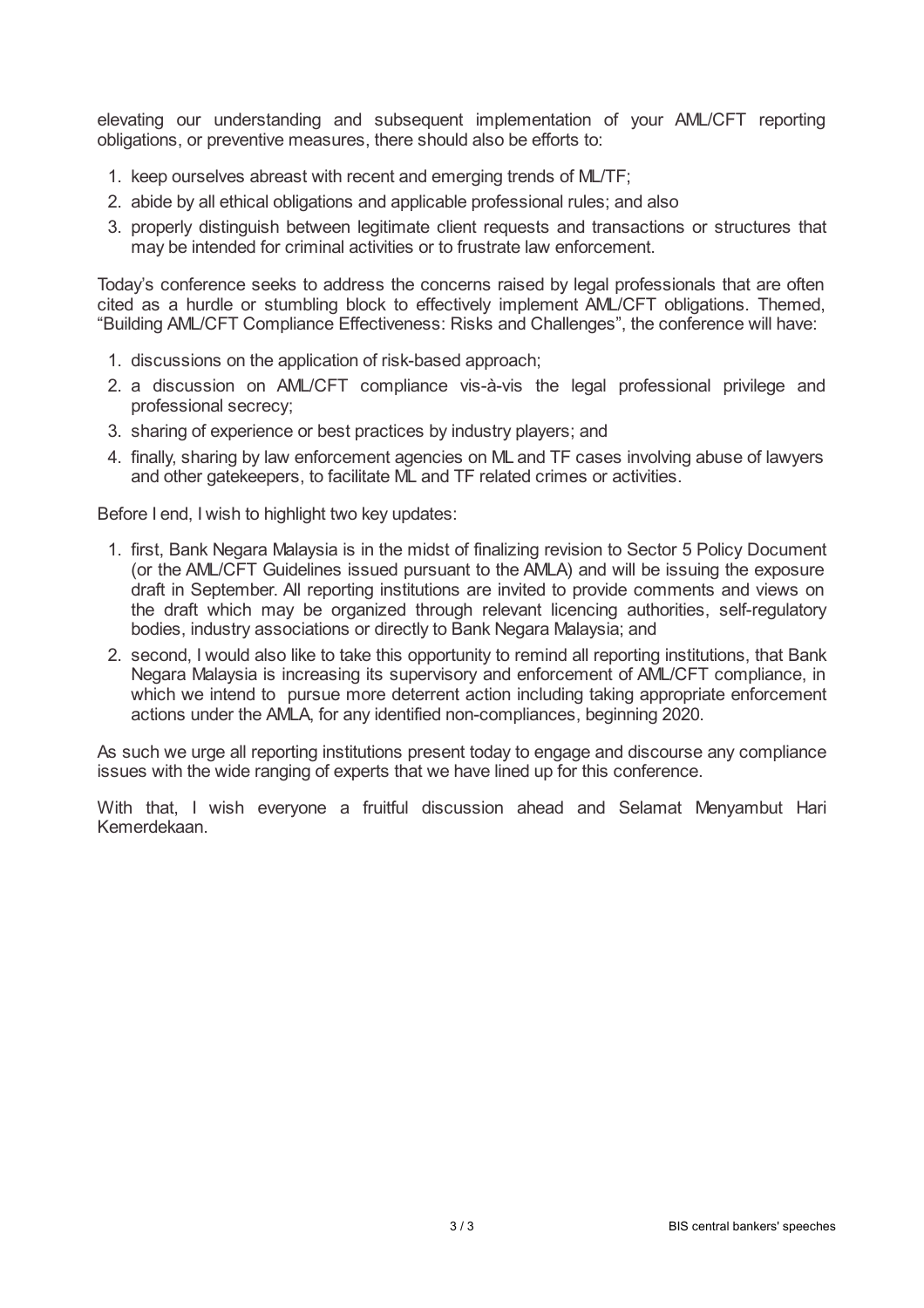elevating our understanding and subsequent implementation of your AML/CFT reporting obligations, or preventive measures, there should also be efforts to:

1. keep ourselves abreast with recent and emerging trends of ML/TF;
2. abide by all ethical obligations and applicable professional rules; and also
3. properly distinguish between legitimate client requests and transactions or structures that may be intended for criminal activities or to frustrate law enforcement.

Today's conference seeks to address the concerns raised by legal professionals that are often cited as a hurdle or stumbling block to effectively implement AML/CFT obligations. Themed, "Building AML/CFT Compliance Effectiveness: Risks and Challenges", the conference will have:

1. discussions on the application of risk-based approach;
2. a discussion on AML/CFT compliance vis-à-vis the legal professional privilege and professional secrecy;
3. sharing of experience or best practices by industry players; and
4. finally, sharing by law enforcement agencies on ML and TF cases involving abuse of lawyers and other gatekeepers, to facilitate ML and TF related crimes or activities.

Before I end, I wish to highlight two key updates:

1. first, Bank Negara Malaysia is in the midst of finalizing revision to Sector 5 Policy Document (or the AML/CFT Guidelines issued pursuant to the AMLA) and will be issuing the exposure draft in September. All reporting institutions are invited to provide comments and views on the draft which may be organized through relevant licencing authorities, self-regulatory bodies, industry associations or directly to Bank Negara Malaysia; and
2. second, I would also like to take this opportunity to remind all reporting institutions, that Bank Negara Malaysia is increasing its supervisory and enforcement of AML/CFT compliance, in which we intend to pursue more deterrent action including taking appropriate enforcement actions under the AMLA, for any identified non-compliances, beginning 2020.

As such we urge all reporting institutions present today to engage and discourse any compliance issues with the wide ranging of experts that we have lined up for this conference.

With that, I wish everyone a fruitful discussion ahead and Selamat Menyambut Hari Kemerdekaan.